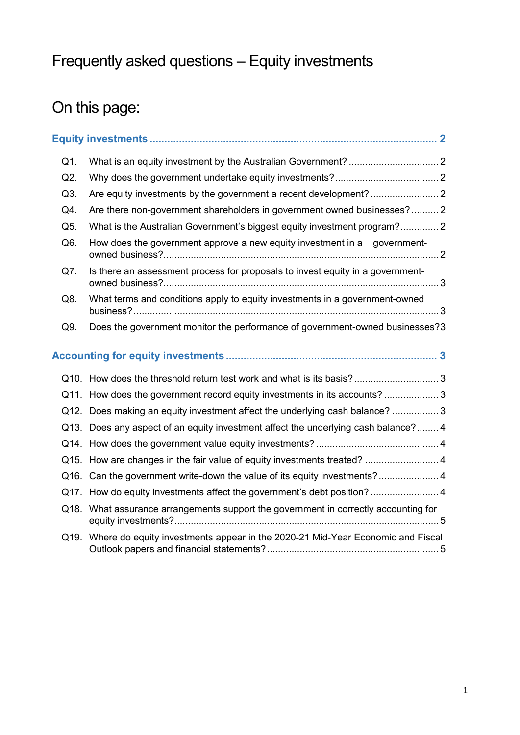# Frequently asked questions – Equity investments

## On this page:

**Equity investments** ........................................................................................ 2

- Q1. What is an equity investment by the Australian Government? ................................. 2
- Q2. Why does the government undertake equity investments? ...................................... 2
- Q3. Are equity investments by the government a recent development? ......................... 2
- Q4. Are there non-government shareholders in government owned businesses? .......... 2
- Q5. What is the Australian Government's biggest equity investment program? .............. 2
- Q6. How does the government approve a new equity investment in a government-owned business? ........................................................................................ 2
- Q7. Is there an assessment process for proposals to invest equity in a government-owned business? ........................................................................................ 3
- Q8. What terms and conditions apply to equity investments in a government-owned business? ........................................................................................ 3
- Q9. Does the government monitor the performance of government-owned businesses? 3

**Accounting for equity investments** ....................................................................... 3

- Q10. How does the threshold return test work and what is its basis? ............................... 3
- Q11. How does the government record equity investments in its accounts? .................... 3
- Q12. Does making an equity investment affect the underlying cash balance? ................. 3
- Q13. Does any aspect of an equity investment affect the underlying cash balance? ........ 4
- Q14. How does the government value equity investments? ............................................ 4
- Q15. How are changes in the fair value of equity investments treated? ........................... 4
- Q16. Can the government write-down the value of its equity investments? ...................... 4
- Q17. How do equity investments affect the government's debt position? ......................... 4
- Q18. What assurance arrangements support the government in correctly accounting for equity investments? ........................................................................................ 5
- Q19. Where do equity investments appear in the 2020-21 Mid-Year Economic and Fiscal Outlook papers and financial statements? ............................................................... 5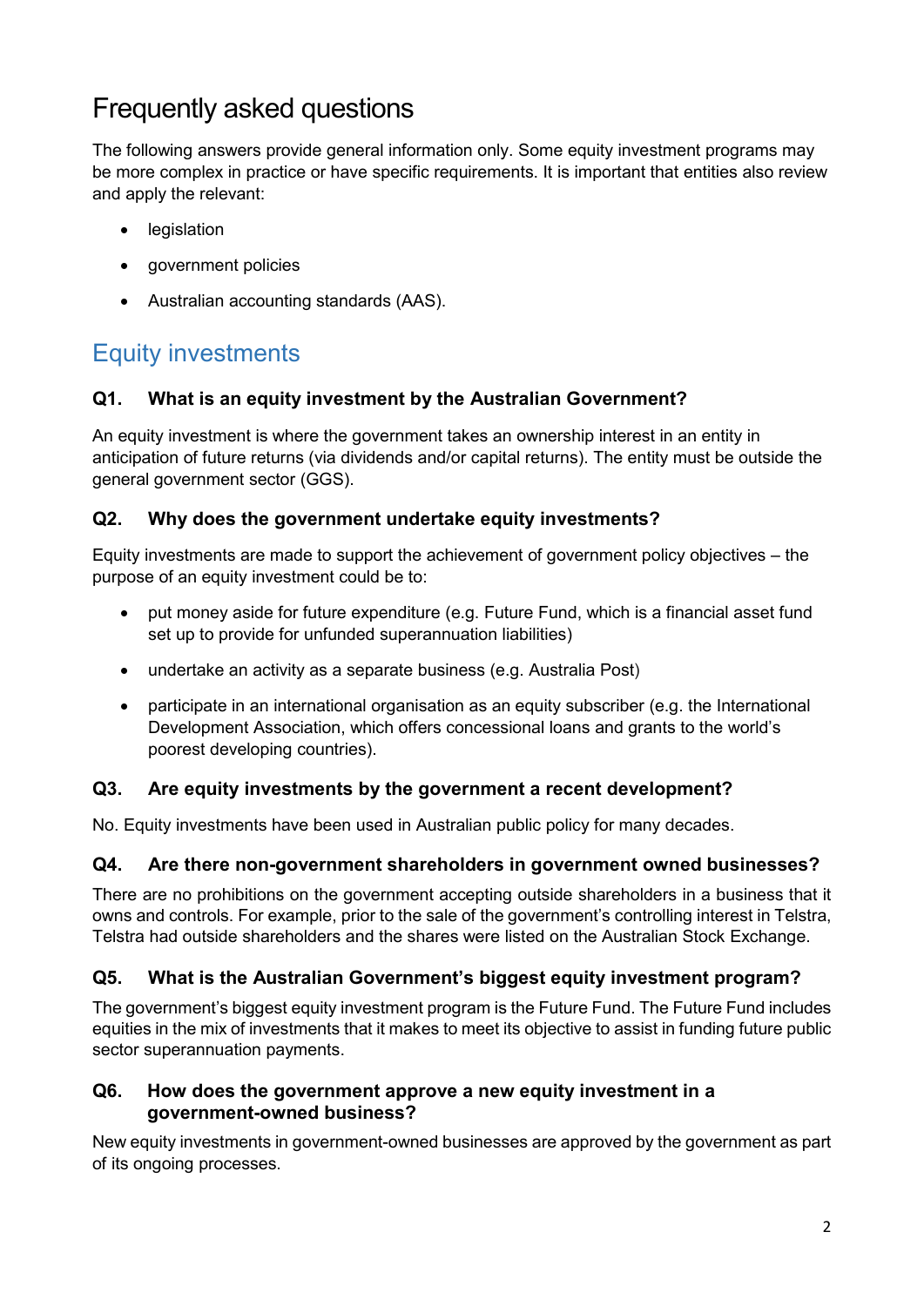# Frequently asked questions

The following answers provide general information only. Some equity investment programs may be more complex in practice or have specific requirements. It is important that entities also review and apply the relevant:

- legislation
- government policies
- Australian accounting standards (AAS).

## Equity investments

### Q1. What is an equity investment by the Australian Government?

An equity investment is where the government takes an ownership interest in an entity in anticipation of future returns (via dividends and/or capital returns). The entity must be outside the general government sector (GGS).

### Q2. Why does the government undertake equity investments?

Equity investments are made to support the achievement of government policy objectives – the purpose of an equity investment could be to:

- put money aside for future expenditure (e.g. Future Fund, which is a financial asset fund set up to provide for unfunded superannuation liabilities)
- undertake an activity as a separate business (e.g. Australia Post)
- participate in an international organisation as an equity subscriber (e.g. the International Development Association, which offers concessional loans and grants to the world's poorest developing countries).

### Q3. Are equity investments by the government a recent development?

No. Equity investments have been used in Australian public policy for many decades.

### Q4. Are there non-government shareholders in government owned businesses?

There are no prohibitions on the government accepting outside shareholders in a business that it owns and controls. For example, prior to the sale of the government's controlling interest in Telstra, Telstra had outside shareholders and the shares were listed on the Australian Stock Exchange.

### Q5. What is the Australian Government's biggest equity investment program?

The government's biggest equity investment program is the Future Fund. The Future Fund includes equities in the mix of investments that it makes to meet its objective to assist in funding future public sector superannuation payments.

### Q6. How does the government approve a new equity investment in a government-owned business?

New equity investments in government-owned businesses are approved by the government as part of its ongoing processes.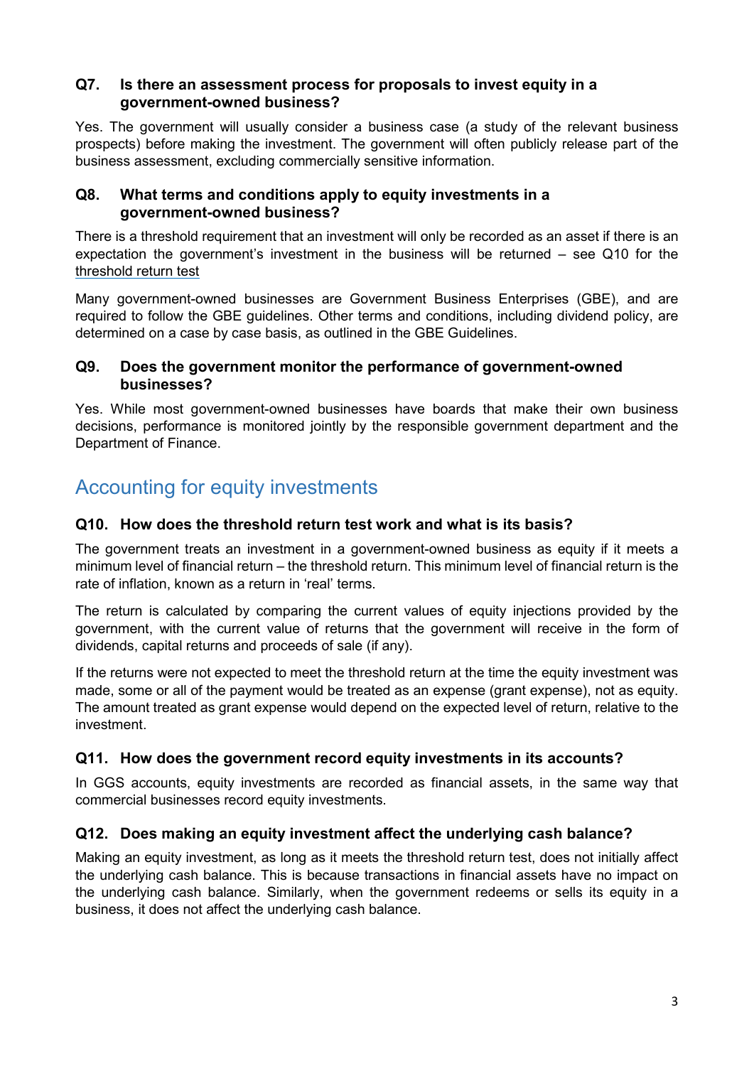### Q7. Is there an assessment process for proposals to invest equity in a government-owned business?

Yes. The government will usually consider a business case (a study of the relevant business prospects) before making the investment. The government will often publicly release part of the business assessment, excluding commercially sensitive information.

### Q8. What terms and conditions apply to equity investments in a government-owned business?

There is a threshold requirement that an investment will only be recorded as an asset if there is an expectation the government's investment in the business will be returned – see Q10 for the threshold return test

Many government-owned businesses are Government Business Enterprises (GBE), and are required to follow the GBE guidelines. Other terms and conditions, including dividend policy, are determined on a case by case basis, as outlined in the GBE Guidelines.

### Q9. Does the government monitor the performance of government-owned businesses?

Yes. While most government-owned businesses have boards that make their own business decisions, performance is monitored jointly by the responsible government department and the Department of Finance.

## Accounting for equity investments

### Q10. How does the threshold return test work and what is its basis?

The government treats an investment in a government-owned business as equity if it meets a minimum level of financial return – the threshold return. This minimum level of financial return is the rate of inflation, known as a return in 'real' terms.

The return is calculated by comparing the current values of equity injections provided by the government, with the current value of returns that the government will receive in the form of dividends, capital returns and proceeds of sale (if any).

If the returns were not expected to meet the threshold return at the time the equity investment was made, some or all of the payment would be treated as an expense (grant expense), not as equity. The amount treated as grant expense would depend on the expected level of return, relative to the investment.

### Q11. How does the government record equity investments in its accounts?

In GGS accounts, equity investments are recorded as financial assets, in the same way that commercial businesses record equity investments.

### Q12. Does making an equity investment affect the underlying cash balance?

Making an equity investment, as long as it meets the threshold return test, does not initially affect the underlying cash balance. This is because transactions in financial assets have no impact on the underlying cash balance. Similarly, when the government redeems or sells its equity in a business, it does not affect the underlying cash balance.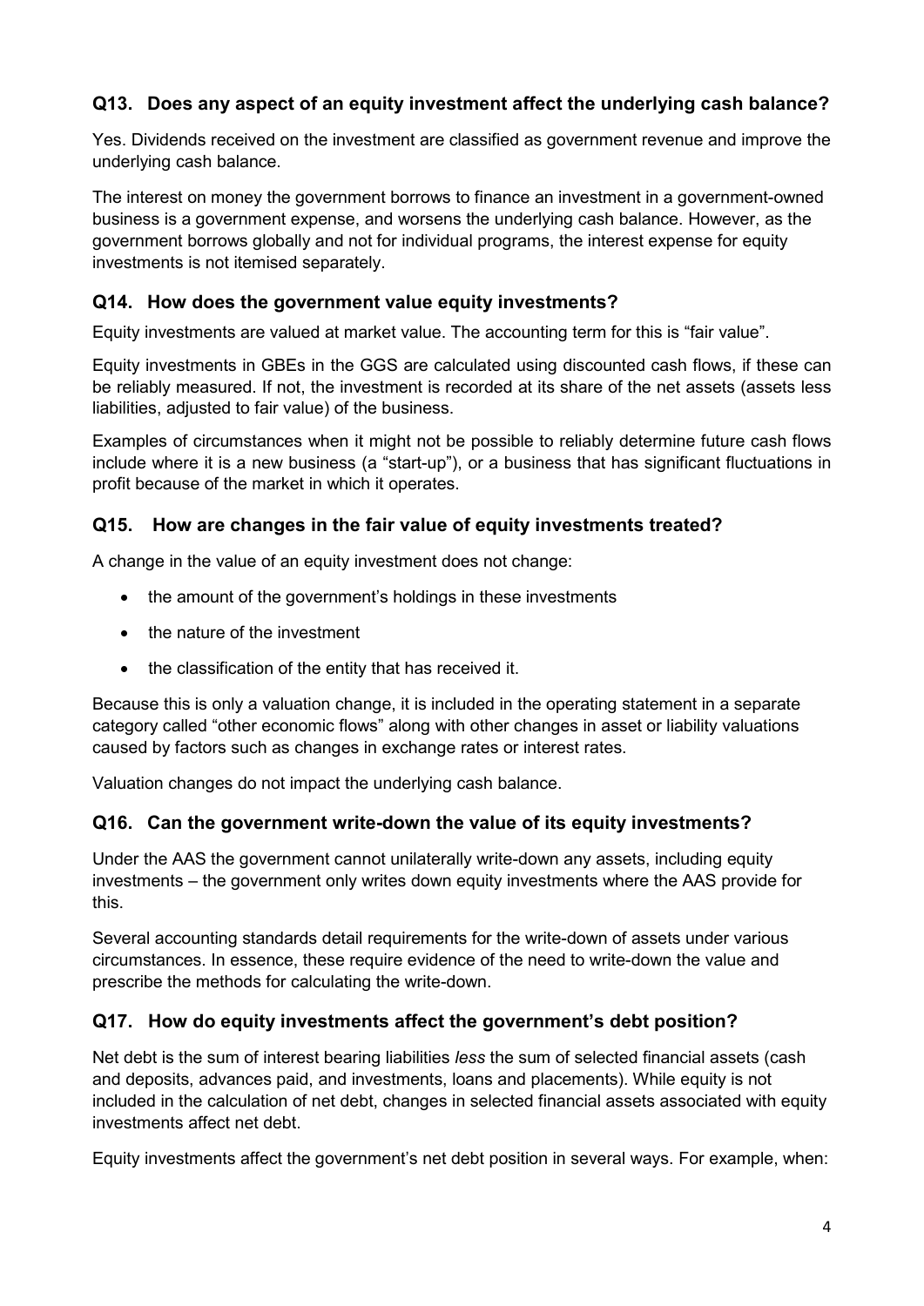### Q13. Does any aspect of an equity investment affect the underlying cash balance?

Yes. Dividends received on the investment are classified as government revenue and improve the underlying cash balance.

The interest on money the government borrows to finance an investment in a government-owned business is a government expense, and worsens the underlying cash balance. However, as the government borrows globally and not for individual programs, the interest expense for equity investments is not itemised separately.

### Q14. How does the government value equity investments?

Equity investments are valued at market value. The accounting term for this is "fair value".

Equity investments in GBEs in the GGS are calculated using discounted cash flows, if these can be reliably measured. If not, the investment is recorded at its share of the net assets (assets less liabilities, adjusted to fair value) of the business.

Examples of circumstances when it might not be possible to reliably determine future cash flows include where it is a new business (a "start-up"), or a business that has significant fluctuations in profit because of the market in which it operates.

### Q15. How are changes in the fair value of equity investments treated?

A change in the value of an equity investment does not change:

- the amount of the government's holdings in these investments
- the nature of the investment
- the classification of the entity that has received it.

Because this is only a valuation change, it is included in the operating statement in a separate category called "other economic flows" along with other changes in asset or liability valuations caused by factors such as changes in exchange rates or interest rates.

Valuation changes do not impact the underlying cash balance.

### Q16. Can the government write-down the value of its equity investments?

Under the AAS the government cannot unilaterally write-down any assets, including equity investments – the government only writes down equity investments where the AAS provide for this.

Several accounting standards detail requirements for the write-down of assets under various circumstances. In essence, these require evidence of the need to write-down the value and prescribe the methods for calculating the write-down.

### Q17. How do equity investments affect the government's debt position?

Net debt is the sum of interest bearing liabilities *less* the sum of selected financial assets (cash and deposits, advances paid, and investments, loans and placements). While equity is not included in the calculation of net debt, changes in selected financial assets associated with equity investments affect net debt.

Equity investments affect the government's net debt position in several ways. For example, when: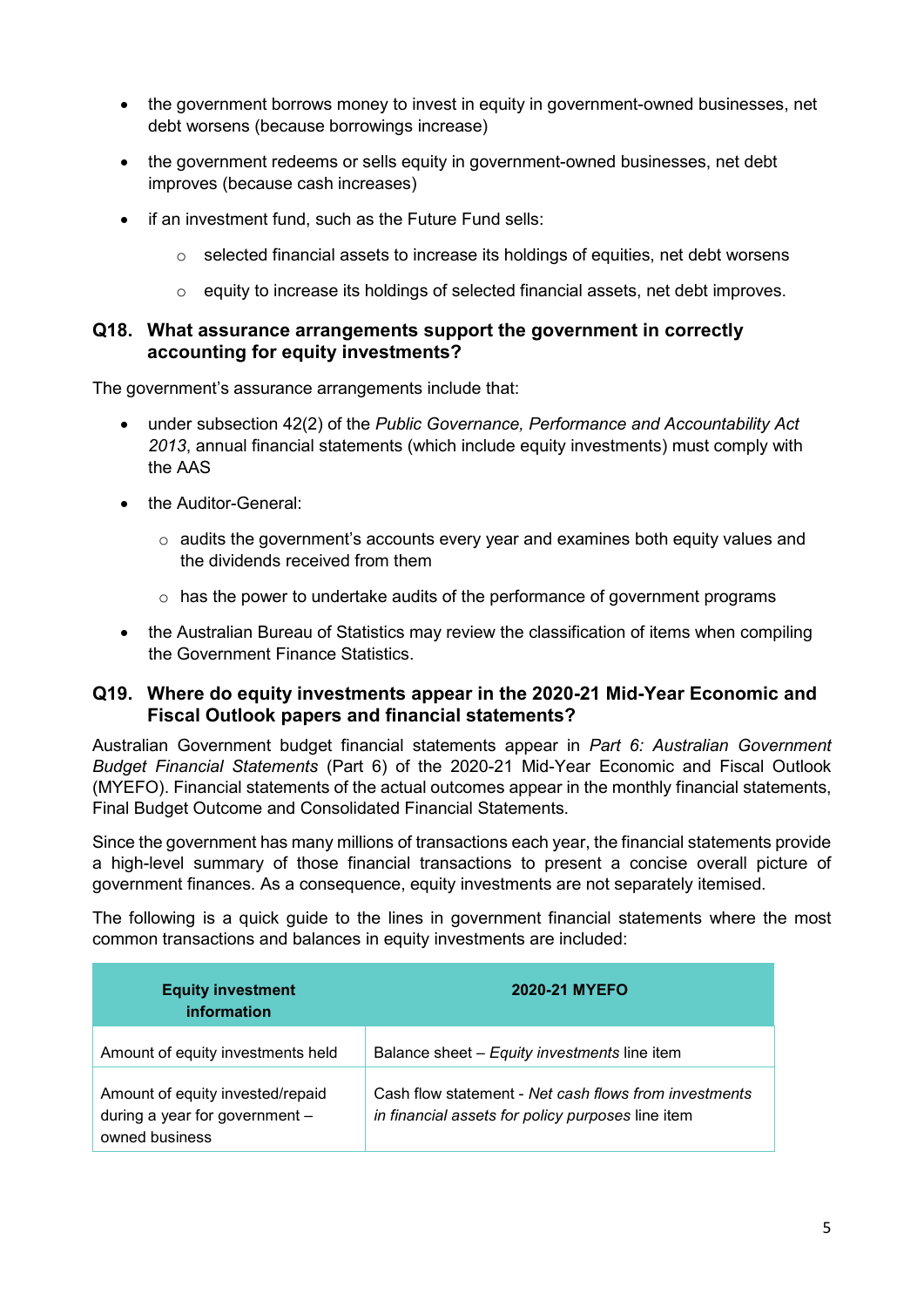- the government borrows money to invest in equity in government-owned businesses, net debt worsens (because borrowings increase)
- the government redeems or sells equity in government-owned businesses, net debt improves (because cash increases)
- if an investment fund, such as the Future Fund sells:
  - selected financial assets to increase its holdings of equities, net debt worsens
  - equity to increase its holdings of selected financial assets, net debt improves.

### Q18. What assurance arrangements support the government in correctly accounting for equity investments?

The government's assurance arrangements include that:

- under subsection 42(2) of the *Public Governance, Performance and Accountability Act 2013*, annual financial statements (which include equity investments) must comply with the AAS
- the Auditor-General:
  - audits the government's accounts every year and examines both equity values and the dividends received from them
  - has the power to undertake audits of the performance of government programs
- the Australian Bureau of Statistics may review the classification of items when compiling the Government Finance Statistics.

### Q19. Where do equity investments appear in the 2020-21 Mid-Year Economic and Fiscal Outlook papers and financial statements?

Australian Government budget financial statements appear in *Part 6: Australian Government Budget Financial Statements* (Part 6) of the 2020-21 Mid-Year Economic and Fiscal Outlook (MYEFO). Financial statements of the actual outcomes appear in the monthly financial statements, Final Budget Outcome and Consolidated Financial Statements.

Since the government has many millions of transactions each year, the financial statements provide a high-level summary of those financial transactions to present a concise overall picture of government finances. As a consequence, equity investments are not separately itemised.

The following is a quick guide to the lines in government financial statements where the most common transactions and balances in equity investments are included:

| Equity investment information | 2020-21 MYEFO |
|---|---|
| Amount of equity investments held | Balance sheet – *Equity investments* line item |
| Amount of equity invested/repaid during a year for government – owned business | Cash flow statement - *Net cash flows from investments in financial assets for policy purposes* line item |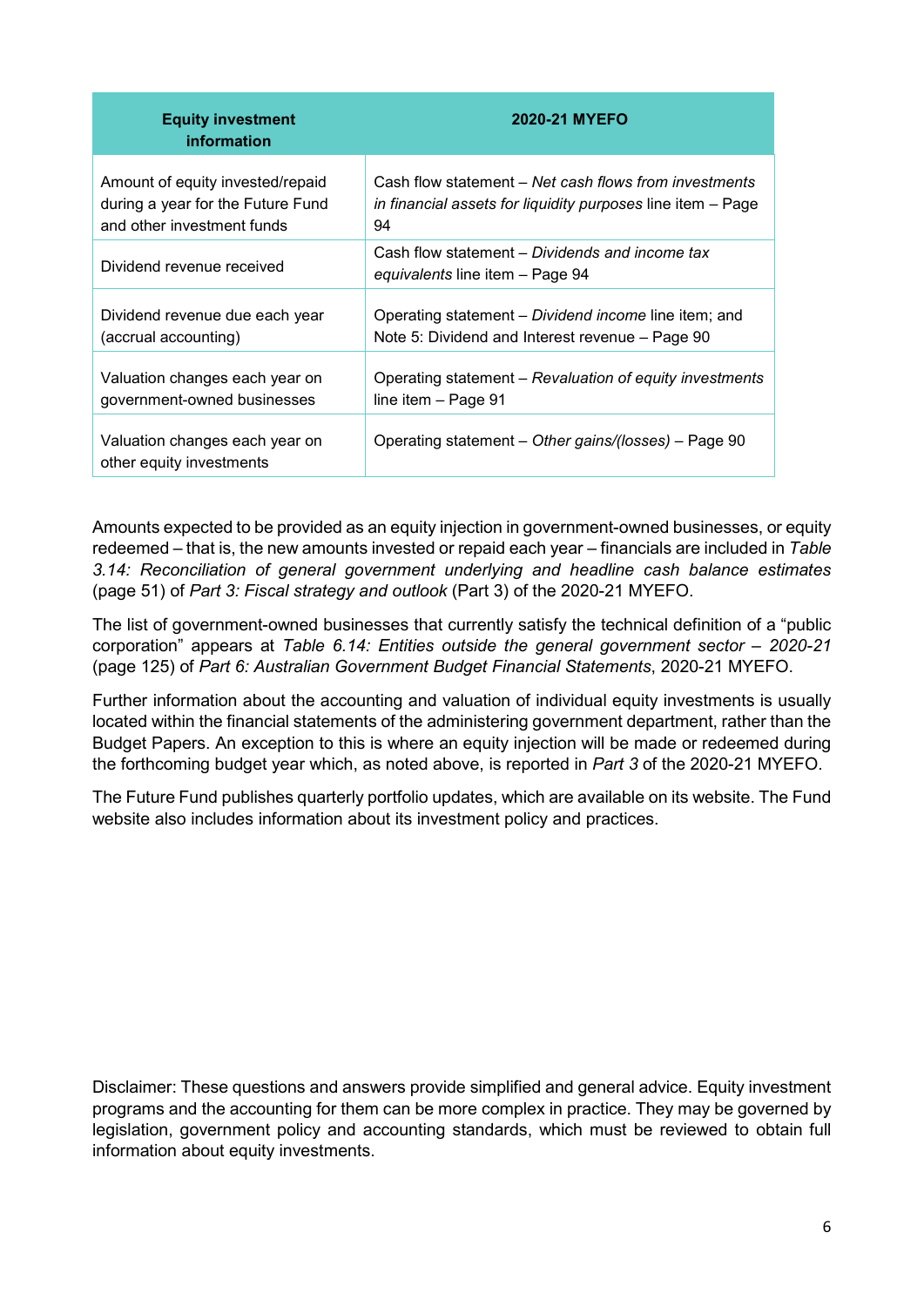| Equity investment information | 2020-21 MYEFO |
|---|---|
| Amount of equity invested/repaid during a year for the Future Fund and other investment funds | Cash flow statement – *Net cash flows from investments in financial assets for liquidity purposes* line item – Page 94 |
| Dividend revenue received | Cash flow statement – *Dividends and income tax equivalents* line item – Page 94 |
| Dividend revenue due each year (accrual accounting) | Operating statement – *Dividend income* line item; and Note 5: Dividend and Interest revenue – Page 90 |
| Valuation changes each year on government-owned businesses | Operating statement – *Revaluation of equity investments* line item – Page 91 |
| Valuation changes each year on other equity investments | Operating statement – *Other gains/(losses)* – Page 90 |

Amounts expected to be provided as an equity injection in government-owned businesses, or equity redeemed – that is, the new amounts invested or repaid each year – financials are included in *Table 3.14: Reconciliation of general government underlying and headline cash balance estimates* (page 51) of *Part 3: Fiscal strategy and outlook* (Part 3) of the 2020-21 MYEFO.

The list of government-owned businesses that currently satisfy the technical definition of a "public corporation" appears at *Table 6.14: Entities outside the general government sector – 2020-21* (page 125) of *Part 6: Australian Government Budget Financial Statements*, 2020-21 MYEFO.

Further information about the accounting and valuation of individual equity investments is usually located within the financial statements of the administering government department, rather than the Budget Papers. An exception to this is where an equity injection will be made or redeemed during the forthcoming budget year which, as noted above, is reported in *Part 3* of the 2020-21 MYEFO.

The Future Fund publishes quarterly portfolio updates, which are available on its website. The Fund website also includes information about its investment policy and practices.

Disclaimer: These questions and answers provide simplified and general advice. Equity investment programs and the accounting for them can be more complex in practice. They may be governed by legislation, government policy and accounting standards, which must be reviewed to obtain full information about equity investments.